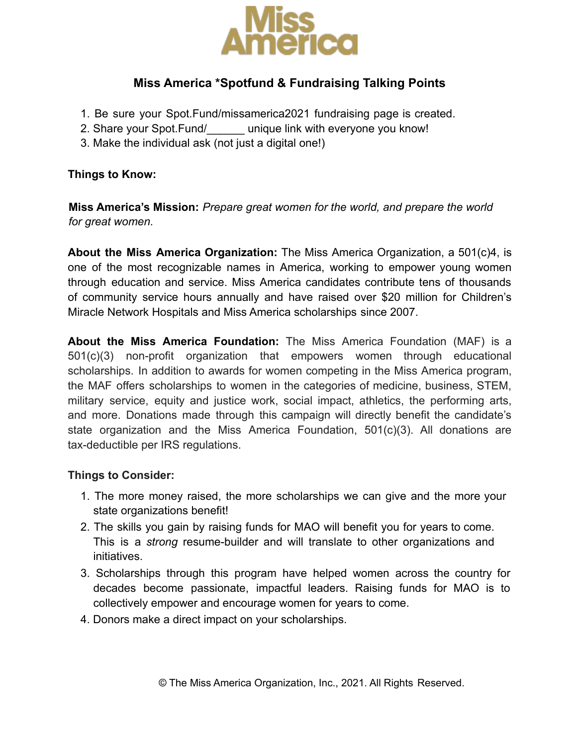# Miss America

## Miss America *Spotfund & Fundraising Talking Points

1. Be sure your Spot.Fund/missamerica2021 fundraising page is created.
2. Share your Spot.Fund/______ unique link with everyone you know!
3. Make the individual ask (not just a digital one!)

**Things to Know:**

**Miss America's Mission:** *Prepare great women for the world, and prepare the world for great women.*

**About the Miss America Organization:** The Miss America Organization, a 501(c)4, is one of the most recognizable names in America, working to empower young women through education and service. Miss America candidates contribute tens of thousands of community service hours annually and have raised over $20 million for Children's Miracle Network Hospitals and Miss America scholarships since 2007.

**About the Miss America Foundation:** The Miss America Foundation (MAF) is a 501(c)(3) non-profit organization that empowers women through educational scholarships. In addition to awards for women competing in the Miss America program, the MAF offers scholarships to women in the categories of medicine, business, STEM, military service, equity and justice work, social impact, athletics, the performing arts, and more. Donations made through this campaign will directly benefit the candidate's state organization and the Miss America Foundation, 501(c)(3). All donations are tax-deductible per IRS regulations.

**Things to Consider:**

1. The more money raised, the more scholarships we can give and the more your state organizations benefit!
2. The skills you gain by raising funds for MAO will benefit you for years to come. This is a *strong* resume-builder and will translate to other organizations and initiatives.
3. Scholarships through this program have helped women across the country for decades become passionate, impactful leaders. Raising funds for MAO is to collectively empower and encourage women for years to come.
4. Donors make a direct impact on your scholarships.

© The Miss America Organization, Inc., 2021. All Rights Reserved.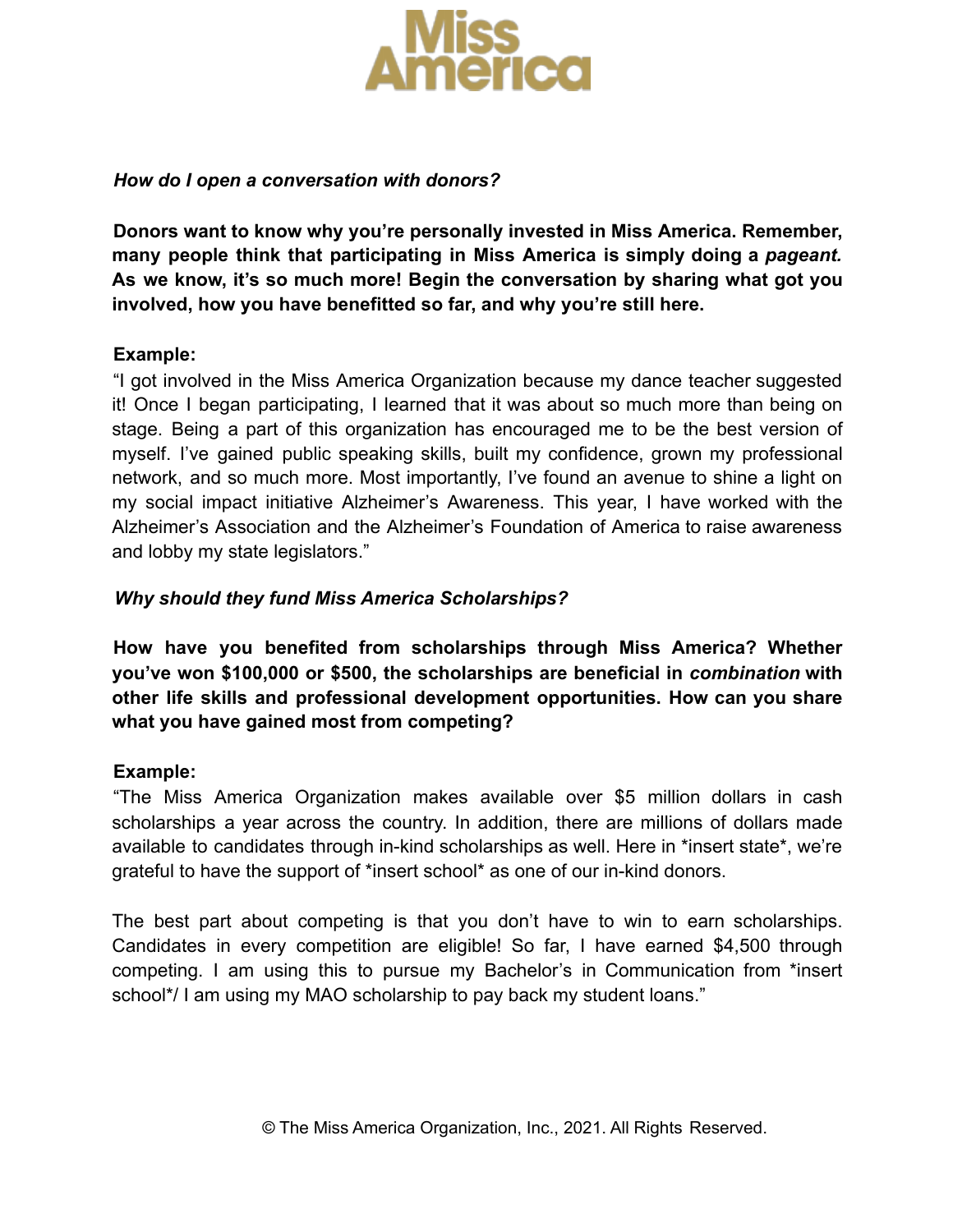Miss America

***How do I open a conversation with donors?***

**Donors want to know why you're personally invested in Miss America. Remember, many people think that participating in Miss America is simply doing a *pageant.* As we know, it's so much more! Begin the conversation by sharing what got you involved, how you have benefitted so far, and why you're still here.**

**Example:**

"I got involved in the Miss America Organization because my dance teacher suggested it! Once I began participating, I learned that it was about so much more than being on stage. Being a part of this organization has encouraged me to be the best version of myself. I've gained public speaking skills, built my confidence, grown my professional network, and so much more. Most importantly, I've found an avenue to shine a light on my social impact initiative Alzheimer's Awareness. This year, I have worked with the Alzheimer's Association and the Alzheimer's Foundation of America to raise awareness and lobby my state legislators."

***Why should they fund Miss America Scholarships?***

**How have you benefited from scholarships through Miss America? Whether you've won $100,000 or $500, the scholarships are beneficial in *combination* with other life skills and professional development opportunities. How can you share what you have gained most from competing?**

**Example:**

"The Miss America Organization makes available over $5 million dollars in cash scholarships a year across the country. In addition, there are millions of dollars made available to candidates through in-kind scholarships as well. Here in *insert state*, we're grateful to have the support of *insert school* as one of our in-kind donors.

The best part about competing is that you don't have to win to earn scholarships. Candidates in every competition are eligible! So far, I have earned $4,500 through competing. I am using this to pursue my Bachelor's in Communication from *insert school*/ I am using my MAO scholarship to pay back my student loans."

© The Miss America Organization, Inc., 2021. All Rights Reserved.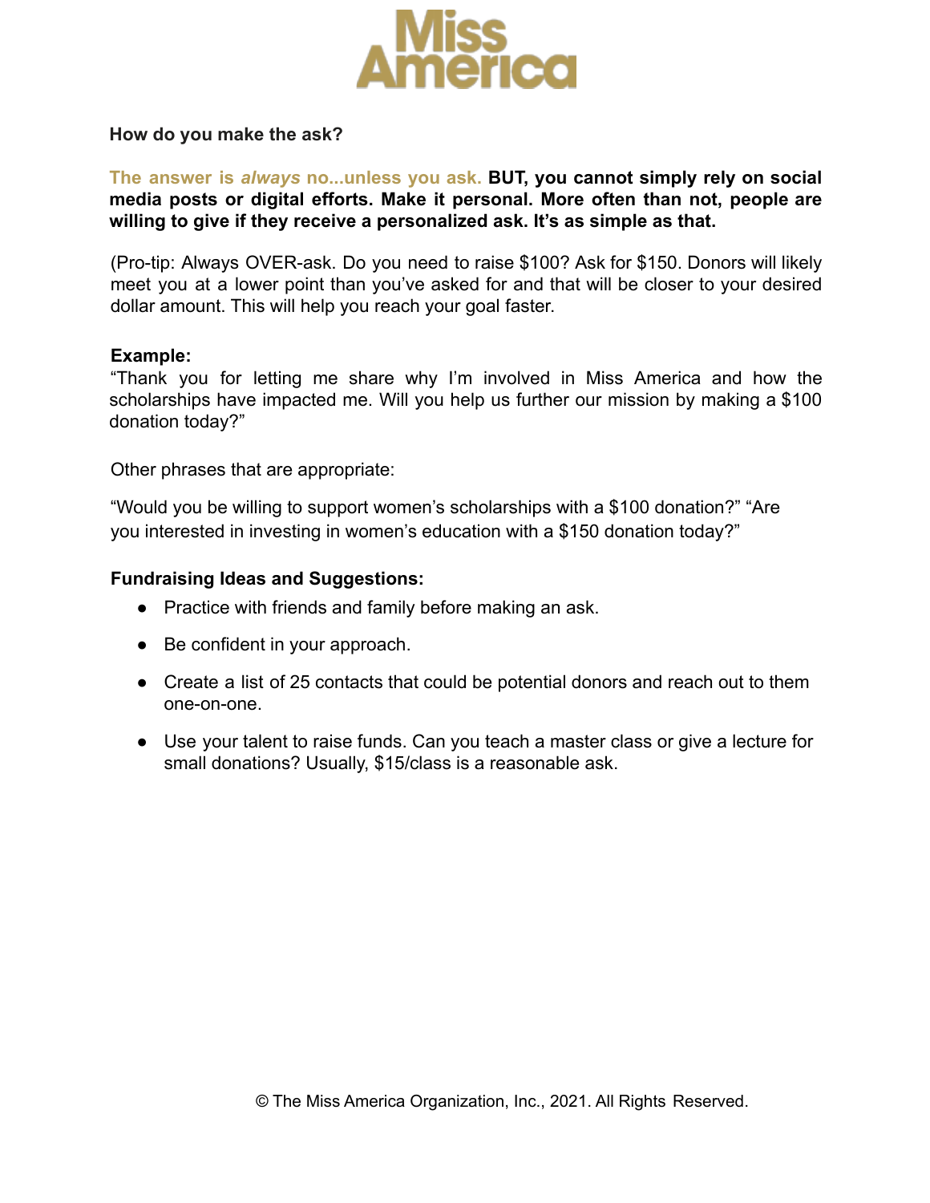**How do you make the ask?**

The answer is *always* no...unless you ask. **BUT, you cannot simply rely on social media posts or digital efforts. Make it personal. More often than not, people are willing to give if they receive a personalized ask. It's as simple as that.**

(Pro-tip: Always OVER-ask. Do you need to raise $100? Ask for $150. Donors will likely meet you at a lower point than you've asked for and that will be closer to your desired dollar amount. This will help you reach your goal faster.

**Example:**
"Thank you for letting me share why I'm involved in Miss America and how the scholarships have impacted me. Will you help us further our mission by making a $100 donation today?"

Other phrases that are appropriate:

"Would you be willing to support women's scholarships with a $100 donation?" "Are you interested in investing in women's education with a $150 donation today?"

**Fundraising Ideas and Suggestions:**

- Practice with friends and family before making an ask.
- Be confident in your approach.
- Create a list of 25 contacts that could be potential donors and reach out to them one-on-one.
- Use your talent to raise funds. Can you teach a master class or give a lecture for small donations? Usually, $15/class is a reasonable ask.

© The Miss America Organization, Inc., 2021. All Rights Reserved.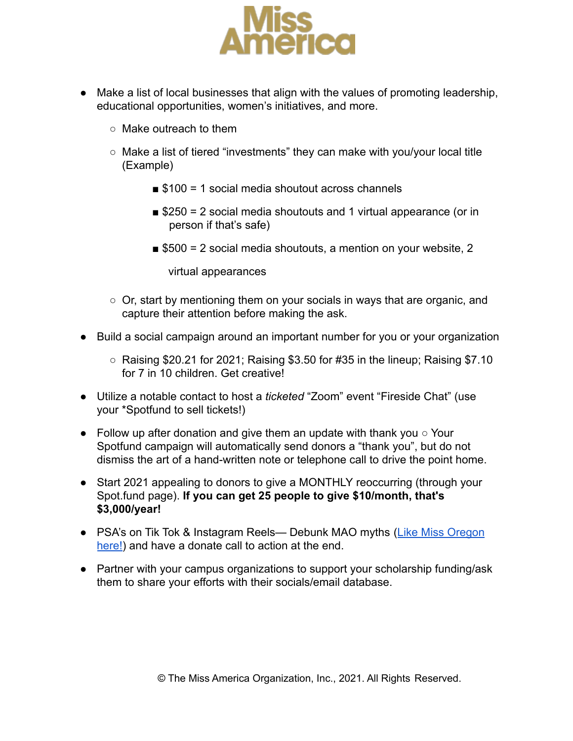- Make a list of local businesses that align with the values of promoting leadership, educational opportunities, women's initiatives, and more.
  - Make outreach to them
  - Make a list of tiered "investments" they can make with you/your local title (Example)
    - $100 = 1 social media shoutout across channels
    - $250 = 2 social media shoutouts and 1 virtual appearance (or in person if that's safe)
    - $500 = 2 social media shoutouts, a mention on your website, 2 virtual appearances
  - Or, start by mentioning them on your socials in ways that are organic, and capture their attention before making the ask.
- Build a social campaign around an important number for you or your organization
  - Raising $20.21 for 2021; Raising $3.50 for #35 in the lineup; Raising $7.10 for 7 in 10 children. Get creative!
- Utilize a notable contact to host a *ticketed* "Zoom" event "Fireside Chat" (use your *Spotfund to sell tickets!)
- Follow up after donation and give them an update with thank you ○ Your Spotfund campaign will automatically send donors a "thank you", but do not dismiss the art of a hand-written note or telephone call to drive the point home.
- Start 2021 appealing to donors to give a MONTHLY reoccurring (through your Spot.fund page). **If you can get 25 people to give $10/month, that's $3,000/year!**
- PSA's on Tik Tok & Instagram Reels— Debunk MAO myths (Like Miss Oregon here!) and have a donate call to action at the end.
- Partner with your campus organizations to support your scholarship funding/ask them to share your efforts with their socials/email database.